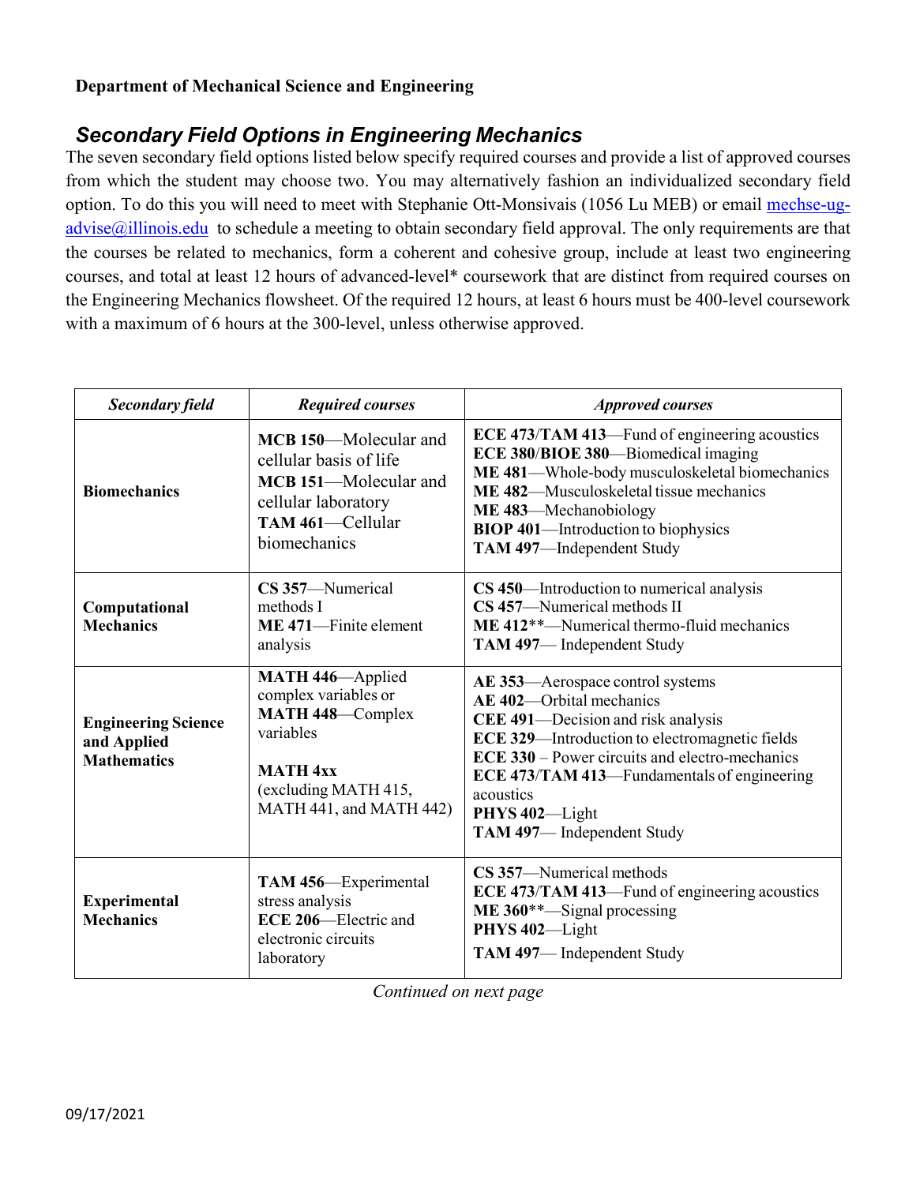**Department of Mechanical Science and Engineering**

## *Secondary Field Options in Engineering Mechanics*

The seven secondary field options listed below specify required courses and provide a list of approved courses from which the student may choose two. You may alternatively fashion an individualized secondary field option. To do this you will need to meet with Stephanie Ott-Monsivais (1056 Lu MEB) or email mechse-ug-advise@illinois.edu to schedule a meeting to obtain secondary field approval. The only requirements are that the courses be related to mechanics, form a coherent and cohesive group, include at least two engineering courses, and total at least 12 hours of advanced-level* coursework that are distinct from required courses on the Engineering Mechanics flowsheet. Of the required 12 hours, at least 6 hours must be 400-level coursework with a maximum of 6 hours at the 300-level, unless otherwise approved.

| *Secondary field* | *Required courses* | *Approved courses* |
|---|---|---|
| **Biomechanics** | **MCB 150**—Molecular and cellular basis of life<br>**MCB 151**—Molecular and cellular laboratory<br>**TAM 461**—Cellular biomechanics | **ECE 473**/**TAM 413**—Fund of engineering acoustics<br>**ECE 380**/**BIOE 380**—Biomedical imaging<br>**ME 481**—Whole-body musculoskeletal biomechanics<br>**ME 482**—Musculoskeletal tissue mechanics<br>**ME 483**—Mechanobiology<br>**BIOP 401**—Introduction to biophysics<br>**TAM 497**—Independent Study |
| **Computational Mechanics** | **CS 357**—Numerical methods I<br>**ME 471**—Finite element analysis | **CS 450**—Introduction to numerical analysis<br>**CS 457**—Numerical methods II<br>**ME 412****—Numerical thermo-fluid mechanics<br>**TAM 497**— Independent Study |
| **Engineering Science and Applied Mathematics** | **MATH 446**—Applied complex variables or **MATH 448**—Complex variables<br><br>**MATH 4xx** (excluding MATH 415, MATH 441, and MATH 442) | **AE 353**—Aerospace control systems<br>**AE 402**—Orbital mechanics<br>**CEE 491**—Decision and risk analysis<br>**ECE 329**—Introduction to electromagnetic fields<br>**ECE 330** – Power circuits and electro-mechanics<br>**ECE 473**/**TAM 413**—Fundamentals of engineering acoustics<br>**PHYS 402**—Light<br>**TAM 497**— Independent Study |
| **Experimental Mechanics** | **TAM 456**—Experimental stress analysis<br>**ECE 206**—Electric and electronic circuits laboratory | **CS 357**—Numerical methods<br>**ECE 473**/**TAM 413**—Fund of engineering acoustics<br>**ME 360****—Signal processing<br>**PHYS 402**—Light<br>**TAM 497**— Independent Study |

*Continued on next page*

09/17/2021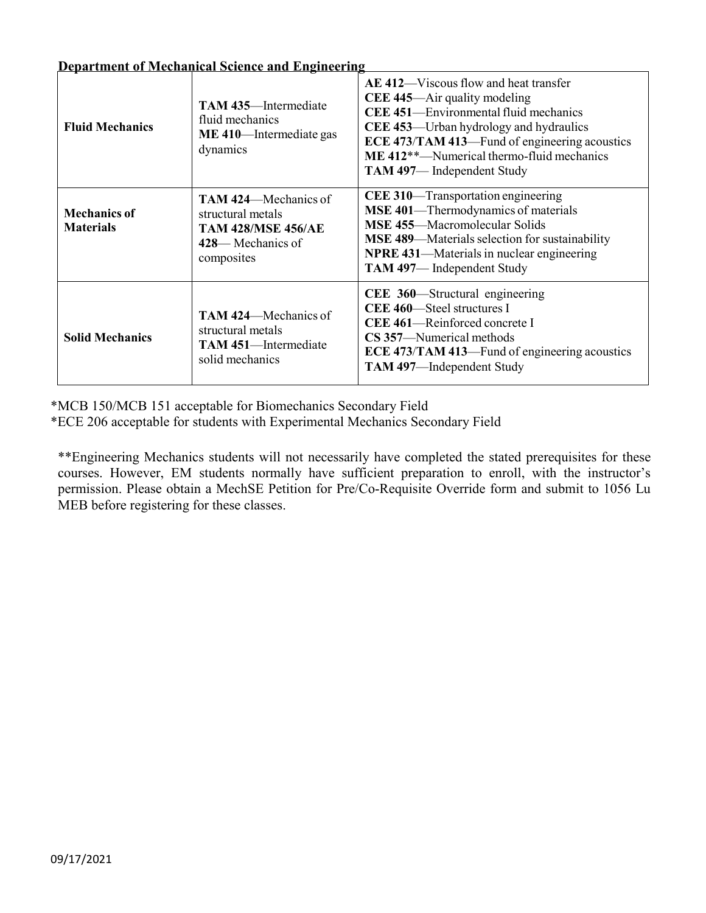**Department of Mechanical Science and Engineering**

| | | |
|---|---|---|
| **Fluid Mechanics** | **TAM 435**—Intermediate fluid mechanics<br>**ME 410**—Intermediate gas dynamics | **AE 412**—Viscous flow and heat transfer<br>**CEE 445**—Air quality modeling<br>**CEE 451**—Environmental fluid mechanics<br>**CEE 453**—Urban hydrology and hydraulics<br>**ECE 473/TAM 413**—Fund of engineering acoustics<br>**ME 412**\*\*—Numerical thermo-fluid mechanics<br>**TAM 497**— Independent Study |
| **Mechanics of Materials** | **TAM 424**—Mechanics of structural metals<br>**TAM 428/MSE 456/AE 428**— Mechanics of composites | **CEE 310**—Transportation engineering<br>**MSE 401**—Thermodynamics of materials<br>**MSE 455**—Macromolecular Solids<br>**MSE 489**—Materials selection for sustainability<br>**NPRE 431**—Materials in nuclear engineering<br>**TAM 497**— Independent Study |
| **Solid Mechanics** | **TAM 424**—Mechanics of structural metals<br>**TAM 451**—Intermediate solid mechanics | **CEE 360**—Structural engineering<br>**CEE 460**—Steel structures I<br>**CEE 461**—Reinforced concrete I<br>**CS 357**—Numerical methods<br>**ECE 473/TAM 413**—Fund of engineering acoustics<br>**TAM 497**—Independent Study |

*MCB 150/MCB 151 acceptable for Biomechanics Secondary Field

*ECE 206 acceptable for students with Experimental Mechanics Secondary Field

**Engineering Mechanics students will not necessarily have completed the stated prerequisites for these courses. However, EM students normally have sufficient preparation to enroll, with the instructor's permission. Please obtain a MechSE Petition for Pre/Co-Requisite Override form and submit to 1056 Lu MEB before registering for these classes.

09/17/2021